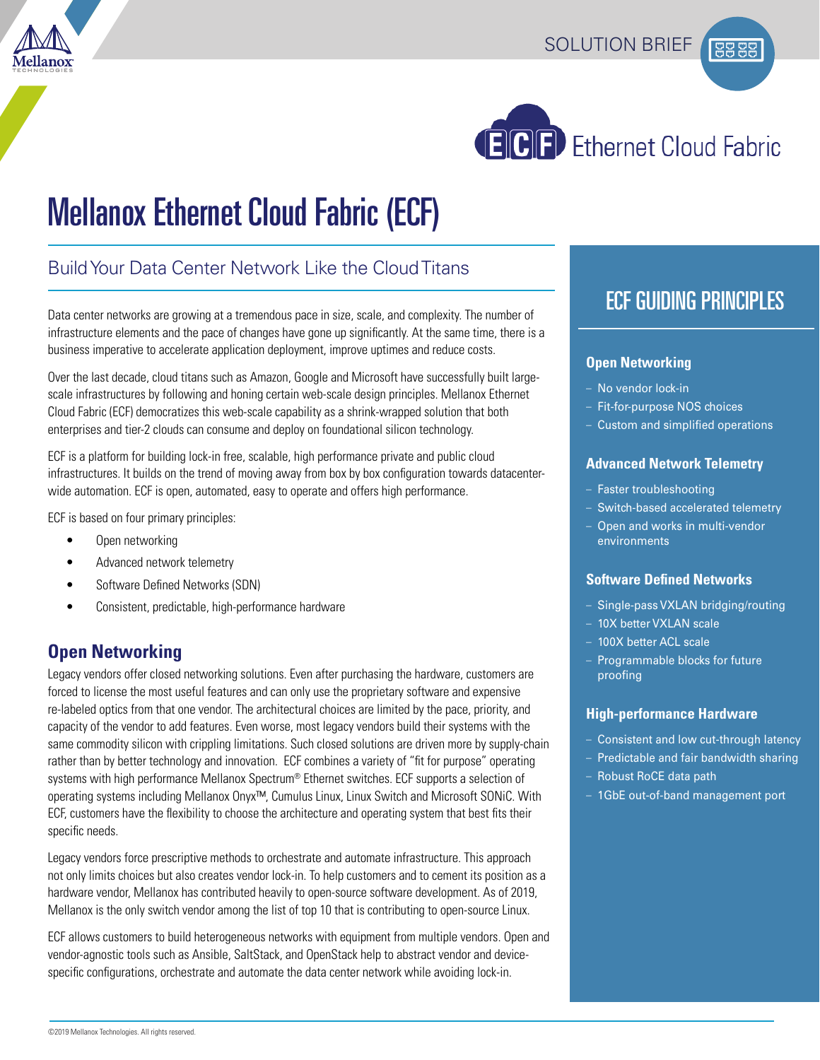SOLUTION BRIEF

ECF Ethernet Cloud Fabric

# Mellanox Ethernet Cloud Fabric (ECF)

## Build Your Data Center Network Like the Cloud Titans

Data center networks are growing at a tremendous pace in size, scale, and complexity. The number of infrastructure elements and the pace of changes have gone up significantly. At the same time, there is a business imperative to accelerate application deployment, improve uptimes and reduce costs.

Over the last decade, cloud titans such as Amazon, Google and Microsoft have successfully built large-scale infrastructures by following and honing certain web-scale design principles. Mellanox Ethernet Cloud Fabric (ECF) democratizes this web-scale capability as a shrink-wrapped solution that both enterprises and tier-2 clouds can consume and deploy on foundational silicon technology.

ECF is a platform for building lock-in free, scalable, high performance private and public cloud infrastructures. It builds on the trend of moving away from box by box configuration towards datacenter-wide automation. ECF is open, automated, easy to operate and offers high performance.

ECF is based on four primary principles:

- Open networking
- Advanced network telemetry
- Software Defined Networks (SDN)
- Consistent, predictable, high-performance hardware

### Open Networking

Legacy vendors offer closed networking solutions. Even after purchasing the hardware, customers are forced to license the most useful features and can only use the proprietary software and expensive re-labeled optics from that one vendor. The architectural choices are limited by the pace, priority, and capacity of the vendor to add features. Even worse, most legacy vendors build their systems with the same commodity silicon with crippling limitations. Such closed solutions are driven more by supply-chain rather than by better technology and innovation. ECF combines a variety of "fit for purpose" operating systems with high performance Mellanox Spectrum® Ethernet switches. ECF supports a selection of operating systems including Mellanox Onyx™, Cumulus Linux, Linux Switch and Microsoft SONiC. With ECF, customers have the flexibility to choose the architecture and operating system that best fits their specific needs.

Legacy vendors force prescriptive methods to orchestrate and automate infrastructure. This approach not only limits choices but also creates vendor lock-in. To help customers and to cement its position as a hardware vendor, Mellanox has contributed heavily to open-source software development. As of 2019, Mellanox is the only switch vendor among the list of top 10 that is contributing to open-source Linux.

ECF allows customers to build heterogeneous networks with equipment from multiple vendors. Open and vendor-agnostic tools such as Ansible, SaltStack, and OpenStack help to abstract vendor and device-specific configurations, orchestrate and automate the data center network while avoiding lock-in.

## ECF GUIDING PRINCIPLES

### Open Networking

- No vendor lock-in
- Fit-for-purpose NOS choices
- Custom and simplified operations

### Advanced Network Telemetry

- Faster troubleshooting
- Switch-based accelerated telemetry
- Open and works in multi-vendor environments

### Software Defined Networks

- Single-pass VXLAN bridging/routing
- 10X better VXLAN scale
- 100X better ACL scale
- Programmable blocks for future proofing

### High-performance Hardware

- Consistent and low cut-through latency
- Predictable and fair bandwidth sharing
- Robust RoCE data path
- 1GbE out-of-band management port

©2019 Mellanox Technologies. All rights reserved.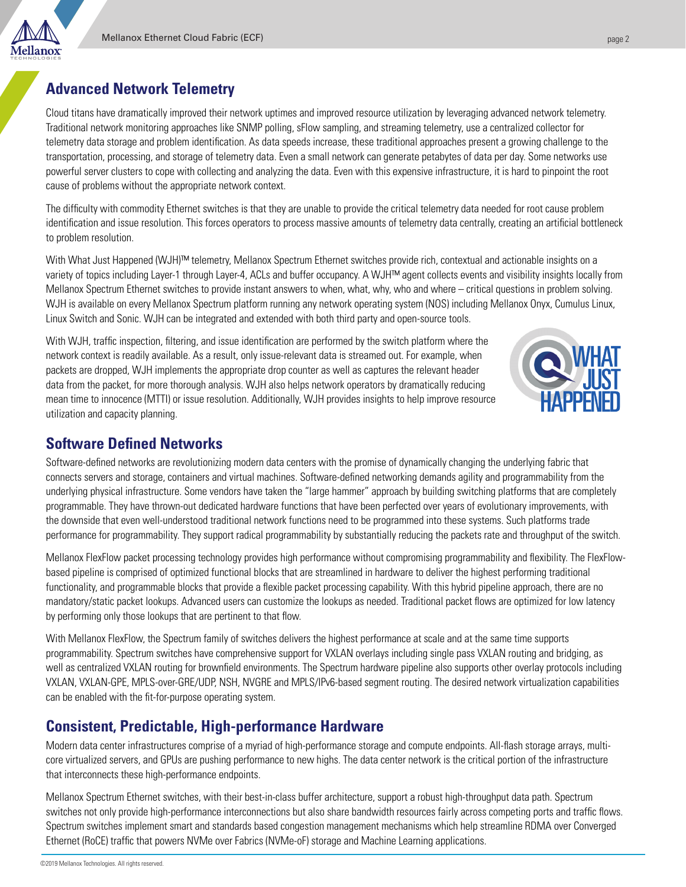## Advanced Network Telemetry

Cloud titans have dramatically improved their network uptimes and improved resource utilization by leveraging advanced network telemetry. Traditional network monitoring approaches like SNMP polling, sFlow sampling, and streaming telemetry, use a centralized collector for telemetry data storage and problem identification. As data speeds increase, these traditional approaches present a growing challenge to the transportation, processing, and storage of telemetry data. Even a small network can generate petabytes of data per day. Some networks use powerful server clusters to cope with collecting and analyzing the data. Even with this expensive infrastructure, it is hard to pinpoint the root cause of problems without the appropriate network context.

The difficulty with commodity Ethernet switches is that they are unable to provide the critical telemetry data needed for root cause problem identification and issue resolution. This forces operators to process massive amounts of telemetry data centrally, creating an artificial bottleneck to problem resolution.

With What Just Happened (WJH)™ telemetry, Mellanox Spectrum Ethernet switches provide rich, contextual and actionable insights on a variety of topics including Layer-1 through Layer-4, ACLs and buffer occupancy. A WJH™ agent collects events and visibility insights locally from Mellanox Spectrum Ethernet switches to provide instant answers to when, what, why, who and where – critical questions in problem solving. WJH is available on every Mellanox Spectrum platform running any network operating system (NOS) including Mellanox Onyx, Cumulus Linux, Linux Switch and Sonic. WJH can be integrated and extended with both third party and open-source tools.

With WJH, traffic inspection, filtering, and issue identification are performed by the switch platform where the network context is readily available. As a result, only issue-relevant data is streamed out. For example, when packets are dropped, WJH implements the appropriate drop counter as well as captures the relevant header data from the packet, for more thorough analysis. WJH also helps network operators by dramatically reducing mean time to innocence (MTTI) or issue resolution. Additionally, WJH provides insights to help improve resource utilization and capacity planning.

## Software Defined Networks

Software-defined networks are revolutionizing modern data centers with the promise of dynamically changing the underlying fabric that connects servers and storage, containers and virtual machines. Software-defined networking demands agility and programmability from the underlying physical infrastructure. Some vendors have taken the "large hammer" approach by building switching platforms that are completely programmable. They have thrown-out dedicated hardware functions that have been perfected over years of evolutionary improvements, with the downside that even well-understood traditional network functions need to be programmed into these systems. Such platforms trade performance for programmability. They support radical programmability by substantially reducing the packets rate and throughput of the switch.

Mellanox FlexFlow packet processing technology provides high performance without compromising programmability and flexibility. The FlexFlow-based pipeline is comprised of optimized functional blocks that are streamlined in hardware to deliver the highest performing traditional functionality, and programmable blocks that provide a flexible packet processing capability. With this hybrid pipeline approach, there are no mandatory/static packet lookups. Advanced users can customize the lookups as needed. Traditional packet flows are optimized for low latency by performing only those lookups that are pertinent to that flow.

With Mellanox FlexFlow, the Spectrum family of switches delivers the highest performance at scale and at the same time supports programmability. Spectrum switches have comprehensive support for VXLAN overlays including single pass VXLAN routing and bridging, as well as centralized VXLAN routing for brownfield environments. The Spectrum hardware pipeline also supports other overlay protocols including VXLAN, VXLAN-GPE, MPLS-over-GRE/UDP, NSH, NVGRE and MPLS/IPv6-based segment routing. The desired network virtualization capabilities can be enabled with the fit-for-purpose operating system.

## Consistent, Predictable, High-performance Hardware

Modern data center infrastructures comprise of a myriad of high-performance storage and compute endpoints. All-flash storage arrays, multi-core virtualized servers, and GPUs are pushing performance to new highs. The data center network is the critical portion of the infrastructure that interconnects these high-performance endpoints.

Mellanox Spectrum Ethernet switches, with their best-in-class buffer architecture, support a robust high-throughput data path. Spectrum switches not only provide high-performance interconnections but also share bandwidth resources fairly across competing ports and traffic flows. Spectrum switches implement smart and standards based congestion management mechanisms which help streamline RDMA over Converged Ethernet (RoCE) traffic that powers NVMe over Fabrics (NVMe-oF) storage and Machine Learning applications.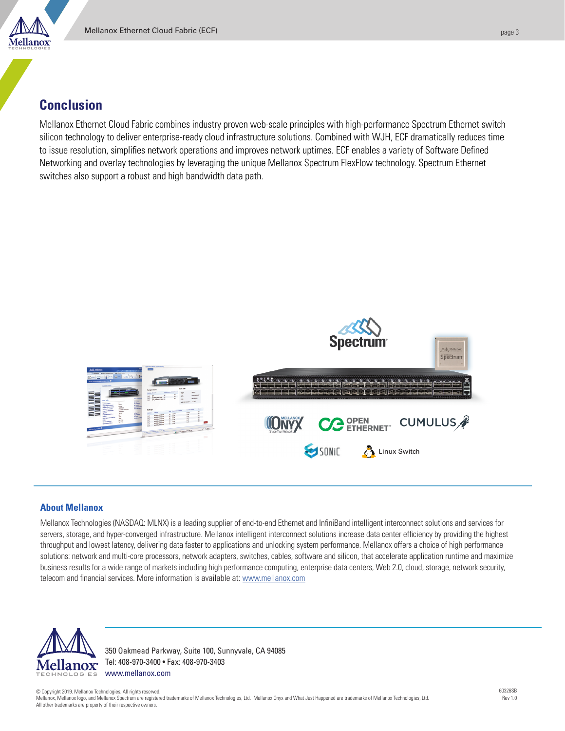## Conclusion

Mellanox Ethernet Cloud Fabric combines industry proven web-scale principles with high-performance Spectrum Ethernet switch silicon technology to deliver enterprise-ready cloud infrastructure solutions. Combined with WJH, ECF dramatically reduces time to issue resolution, simplifies network operations and improves network uptimes. ECF enables a variety of Software Defined Networking and overlay technologies by leveraging the unique Mellanox Spectrum FlexFlow technology. Spectrum Ethernet switches also support a robust and high bandwidth data path.

### About Mellanox

Mellanox Technologies (NASDAQ: MLNX) is a leading supplier of end-to-end Ethernet and InfiniBand intelligent interconnect solutions and services for servers, storage, and hyper-converged infrastructure. Mellanox intelligent interconnect solutions increase data center efficiency by providing the highest throughput and lowest latency, delivering data faster to applications and unlocking system performance. Mellanox offers a choice of high performance solutions: network and multi-core processors, network adapters, switches, cables, software and silicon, that accelerate application runtime and maximize business results for a wide range of markets including high performance computing, enterprise data centers, Web 2.0, cloud, storage, network security, telecom and financial services. More information is available at: www.mellanox.com

350 Oakmead Parkway, Suite 100, Sunnyvale, CA 94085
Tel: 408-970-3400 • Fax: 408-970-3403
www.mellanox.com

© Copyright 2019. Mellanox Technologies. All rights reserved.
Mellanox, Mellanox logo, and Mellanox Spectrum are registered trademarks of Mellanox Technologies, Ltd. Mellanox Onyx and What Just Happened are trademarks of Mellanox Technologies, Ltd.
All other trademarks are property of their respective owners.

60326SB
Rev 1.0